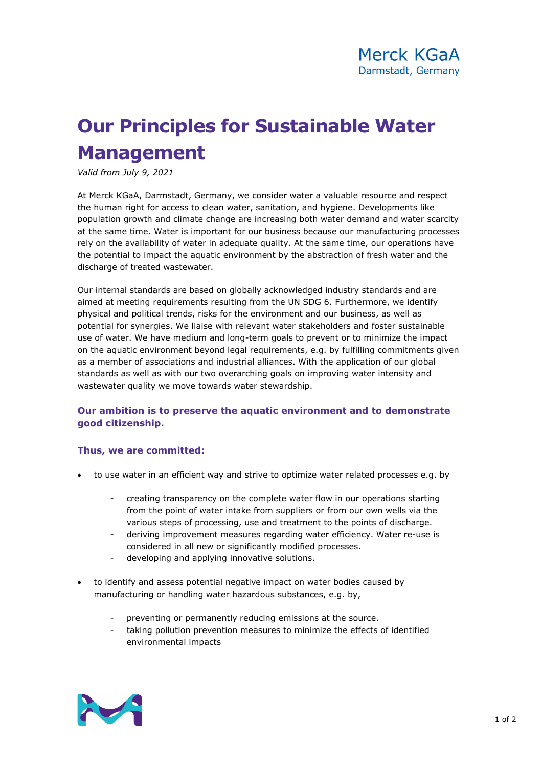Merck KGaA
Darmstadt, Germany

# Our Principles for Sustainable Water Management

*Valid from July 9, 2021*

At Merck KGaA, Darmstadt, Germany, we consider water a valuable resource and respect the human right for access to clean water, sanitation, and hygiene. Developments like population growth and climate change are increasing both water demand and water scarcity at the same time. Water is important for our business because our manufacturing processes rely on the availability of water in adequate quality. At the same time, our operations have the potential to impact the aquatic environment by the abstraction of fresh water and the discharge of treated wastewater.

Our internal standards are based on globally acknowledged industry standards and are aimed at meeting requirements resulting from the UN SDG 6. Furthermore, we identify physical and political trends, risks for the environment and our business, as well as potential for synergies. We liaise with relevant water stakeholders and foster sustainable use of water. We have medium and long-term goals to prevent or to minimize the impact on the aquatic environment beyond legal requirements, e.g. by fulfilling commitments given as a member of associations and industrial alliances. With the application of our global standards as well as with our two overarching goals on improving water intensity and wastewater quality we move towards water stewardship.

### Our ambition is to preserve the aquatic environment and to demonstrate good citizenship.

### Thus, we are committed:

- to use water in an efficient way and strive to optimize water related processes e.g. by
  - creating transparency on the complete water flow in our operations starting from the point of water intake from suppliers or from our own wells via the various steps of processing, use and treatment to the points of discharge.
  - deriving improvement measures regarding water efficiency. Water re-use is considered in all new or significantly modified processes.
  - developing and applying innovative solutions.

- to identify and assess potential negative impact on water bodies caused by manufacturing or handling water hazardous substances, e.g. by,
  - preventing or permanently reducing emissions at the source.
  - taking pollution prevention measures to minimize the effects of identified environmental impacts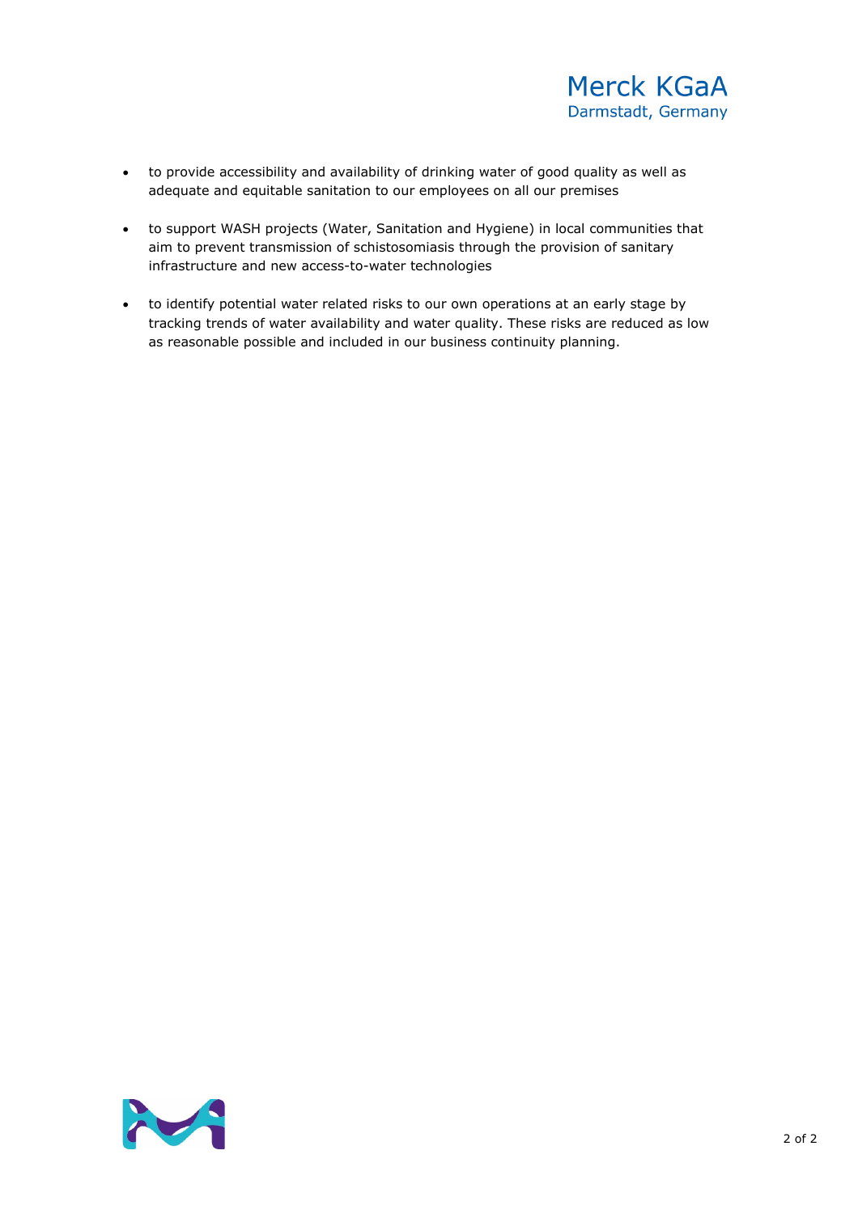- to provide accessibility and availability of drinking water of good quality as well as adequate and equitable sanitation to our employees on all our premises
- to support WASH projects (Water, Sanitation and Hygiene) in local communities that aim to prevent transmission of schistosomiasis through the provision of sanitary infrastructure and new access-to-water technologies
- to identify potential water related risks to our own operations at an early stage by tracking trends of water availability and water quality. These risks are reduced as low as reasonable possible and included in our business continuity planning.